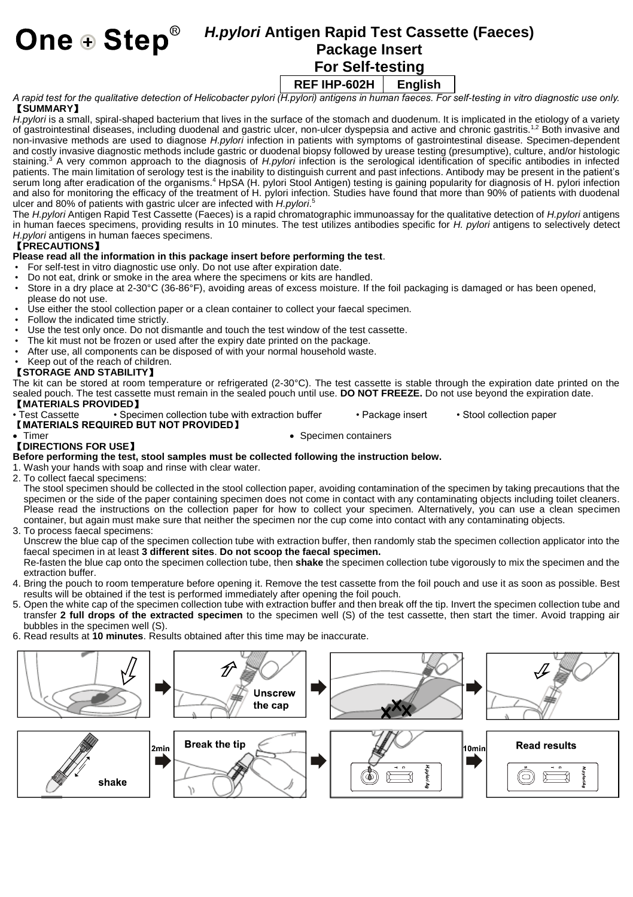# One ⊕ Step®

## *H.pylori* Antigen Rapid Test Cassette (Faeces)
## Package Insert
## For Self-testing

| REF IHP-602H | English |
|---|---|

*A rapid test for the qualitative detection of Helicobacter pylori (H.pylori) antigens in human faeces. For self-testing in vitro diagnostic use only.*

### 【SUMMARY】

*H.pylori* is a small, spiral-shaped bacterium that lives in the surface of the stomach and duodenum. It is implicated in the etiology of a variety of gastrointestinal diseases, including duodenal and gastric ulcer, non-ulcer dyspepsia and active and chronic gastritis.[1,2] Both invasive and non-invasive methods are used to diagnose *H.pylori* infection in patients with symptoms of gastrointestinal disease. Specimen-dependent and costly invasive diagnostic methods include gastric or duodenal biopsy followed by urease testing (presumptive), culture, and/or histologic staining.[3] A very common approach to the diagnosis of *H.pylori* infection is the serological identification of specific antibodies in infected patients. The main limitation of serology test is the inability to distinguish current and past infections. Antibody may be present in the patient's serum long after eradication of the organisms.[4] HpSA (H. pylori Stool Antigen) testing is gaining popularity for diagnosis of H. pylori infection and also for monitoring the efficacy of the treatment of H. pylori infection. Studies have found that more than 90% of patients with duodenal ulcer and 80% of patients with gastric ulcer are infected with *H.pylori*.[5]

The *H.pylori* Antigen Rapid Test Cassette (Faeces) is a rapid chromatographic immunoassay for the qualitative detection of *H.pylori* antigens in human faeces specimens, providing results in 10 minutes. The test utilizes antibodies specific for *H. pylori* antigens to selectively detect *H.pylori* antigens in human faeces specimens.

### 【PRECAUTIONS】

**Please read all the information in this package insert before performing the test**.

- For self-test in vitro diagnostic use only. Do not use after expiration date.
- Do not eat, drink or smoke in the area where the specimens or kits are handled.
- Store in a dry place at 2-30°C (36-86°F), avoiding areas of excess moisture. If the foil packaging is damaged or has been opened, please do not use.
- Use either the stool collection paper or a clean container to collect your faecal specimen.
- Follow the indicated time strictly.
- Use the test only once. Do not dismantle and touch the test window of the test cassette.
- The kit must not be frozen or used after the expiry date printed on the package.
- After use, all components can be disposed of with your normal household waste.
- Keep out of the reach of children.

### 【STORAGE AND STABILITY】

The kit can be stored at room temperature or refrigerated (2-30°C). The test cassette is stable through the expiration date printed on the sealed pouch. The test cassette must remain in the sealed pouch until use. **DO NOT FREEZE.** Do not use beyond the expiration date.

### 【MATERIALS PROVIDED】

- Test Cassette
- Specimen collection tube with extraction buffer
- Package insert
- Stool collection paper

### 【MATERIALS REQUIRED BUT NOT PROVIDED】

- Timer
- Specimen containers

### 【DIRECTIONS FOR USE】

**Before performing the test, stool samples must be collected following the instruction below.**

1. Wash your hands with soap and rinse with clear water.
2. To collect faecal specimens:
   The stool specimen should be collected in the stool collection paper, avoiding contamination of the specimen by taking precautions that the specimen or the side of the paper containing specimen does not come in contact with any contaminating objects including toilet cleaners. Please read the instructions on the collection paper for how to collect your specimen. Alternatively, you can use a clean specimen container, but again must make sure that neither the specimen nor the cup come into contact with any contaminating objects.
3. To process faecal specimens:
   Unscrew the blue cap of the specimen collection tube with extraction buffer, then randomly stab the specimen collection applicator into the faecal specimen in at least **3 different sites**. **Do not scoop the faecal specimen.**
   Re-fasten the blue cap onto the specimen collection tube, then **shake** the specimen collection tube vigorously to mix the specimen and the extraction buffer.
4. Bring the pouch to room temperature before opening it. Remove the test cassette from the foil pouch and use it as soon as possible. Best results will be obtained if the test is performed immediately after opening the foil pouch.
5. Open the white cap of the specimen collection tube with extraction buffer and then break off the tip. Invert the specimen collection tube and transfer **2 full drops of the extracted specimen** to the specimen well (S) of the test cassette, then start the timer. Avoid trapping air bubbles in the specimen well (S).
6. Read results at **10 minutes**. Results obtained after this time may be inaccurate.

Unscrew the cap → shake → 2min → Break the tip → 10min → Read results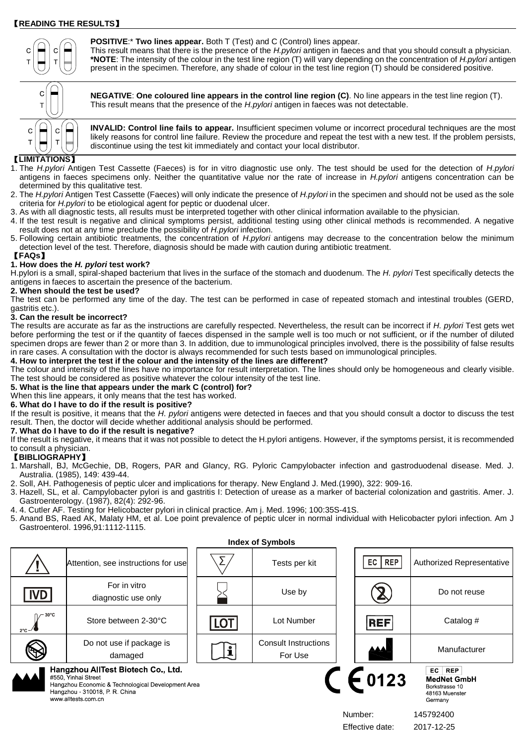## 【READING THE RESULTS】

**POSITIVE**:* **Two lines appear.** Both T (Test) and C (Control) lines appear.
This result means that there is the presence of the *H.pylori* antigen in faeces and that you should consult a physician.
***NOTE**: The intensity of the colour in the test line region (T) will vary depending on the concentration of *H.pylori* antigen present in the specimen. Therefore, any shade of colour in the test line region (T) should be considered positive.

**NEGATIVE**: **One coloured line appears in the control line region (C)**. No line appears in the test line region (T). This result means that the presence of the *H.pylori* antigen in faeces was not detectable.

**INVALID: Control line fails to appear.** Insufficient specimen volume or incorrect procedural techniques are the most likely reasons for control line failure. Review the procedure and repeat the test with a new test. If the problem persists, discontinue using the test kit immediately and contact your local distributor.

## 【LIMITATIONS】

1. The *H.pylori* Antigen Test Cassette (Faeces) is for in vitro diagnostic use only. The test should be used for the detection of *H.pylori* antigens in faeces specimens only. Neither the quantitative value nor the rate of increase in *H.pylori* antigens concentration can be determined by this qualitative test.
2. The *H.pylori* Antigen Test Cassette (Faeces) will only indicate the presence of *H.pylori* in the specimen and should not be used as the sole criteria for *H.pylori* to be etiological agent for peptic or duodenal ulcer.
3. As with all diagnostic tests, all results must be interpreted together with other clinical information available to the physician.
4. If the test result is negative and clinical symptoms persist, additional testing using other clinical methods is recommended. A negative result does not at any time preclude the possibility of *H.pylori* infection.
5. Following certain antibiotic treatments, the concentration of *H.pylori* antigens may decrease to the concentration below the minimum detection level of the test. Therefore, diagnosis should be made with caution during antibiotic treatment.

## 【FAQs】

**1. How does the *H. pylori* test work?**
H.pylori is a small, spiral-shaped bacterium that lives in the surface of the stomach and duodenum. The *H. pylori* Test specifically detects the antigens in faeces to ascertain the presence of the bacterium.

**2. When should the test be used?**
The test can be performed any time of the day. The test can be performed in case of repeated stomach and intestinal troubles (GERD, gastritis etc.).

**3. Can the result be incorrect?**
The results are accurate as far as the instructions are carefully respected. Nevertheless, the result can be incorrect if *H. pylori* Test gets wet before performing the test or if the quantity of faeces dispensed in the sample well is too much or not sufficient, or if the number of diluted specimen drops are fewer than 2 or more than 3. In addition, due to immunological principles involved, there is the possibility of false results in rare cases. A consultation with the doctor is always recommended for such tests based on immunological principles.

**4. How to interpret the test if the colour and the intensity of the lines are different?**
The colour and intensity of the lines have no importance for result interpretation. The lines should only be homogeneous and clearly visible. The test should be considered as positive whatever the colour intensity of the test line.

**5. What is the line that appears under the mark C (control) for?**
When this line appears, it only means that the test has worked.

**6. What do I have to do if the result is positive?**
If the result is positive, it means that the *H. pylori* antigens were detected in faeces and that you should consult a doctor to discuss the test result. Then, the doctor will decide whether additional analysis should be performed.

**7. What do I have to do if the result is negative?**
If the result is negative, it means that it was not possible to detect the H.pylori antigens. However, if the symptoms persist, it is recommended to consult a physician.

## 【BIBLIOGRAPHY】

1. Marshall, BJ, McGechie, DB, Rogers, PAR and Glancy, RG. Pyloric Campylobacter infection and gastroduodenal disease. Med. J. Australia. (1985), 149: 439-44.
2. Soll, AH. Pathogenesis of peptic ulcer and implications for therapy. New England J. Med.(1990), 322: 909-16.
3. Hazell, SL, et al. Campylobacter pylori is and gastritis I: Detection of urease as a marker of bacterial colonization and gastritis. Amer. J. Gastroenterology. (1987), 82(4): 292-96.
4. 4. Cutler AF. Testing for Helicobacter pylori in clinical practice. Am j. Med. 1996; 100:35S-41S.
5. Anand BS, Raed AK, Malaty HM, et al. Loe point prevalence of peptic ulcer in normal individual with Helicobacter pylori infection. Am J Gastroenterol. 1996,91:1112-1115.

### Index of Symbols

| | | | | | |
|---|---|---|---|---|---|
| ⚠ | Attention, see instructions for use | Σ | Tests per kit | EC REP | Authorized Representative |
| IVD | For in vitro diagnostic use only | ⌛ | Use by | ② | Do not reuse |
| 2°C–30°C | Store between 2-30°C | LOT | Lot Number | REF | Catalog # |
| ⊗ | Do not use if package is damaged | i | Consult Instructions For Use | 🏭 | Manufacturer |

**Hangzhou AllTest Biotech Co., Ltd.**
#550, Yinhai Street
Hangzhou Economic & Technological Development Area
Hangzhou - 310018, P. R. China
www.alltests.com.cn

CE 0123

EC REP
**MedNet GmbH**
Borkstrasse 10
48163 Muenster
Germany

Number: 145792400
Effective date: 2017-12-25